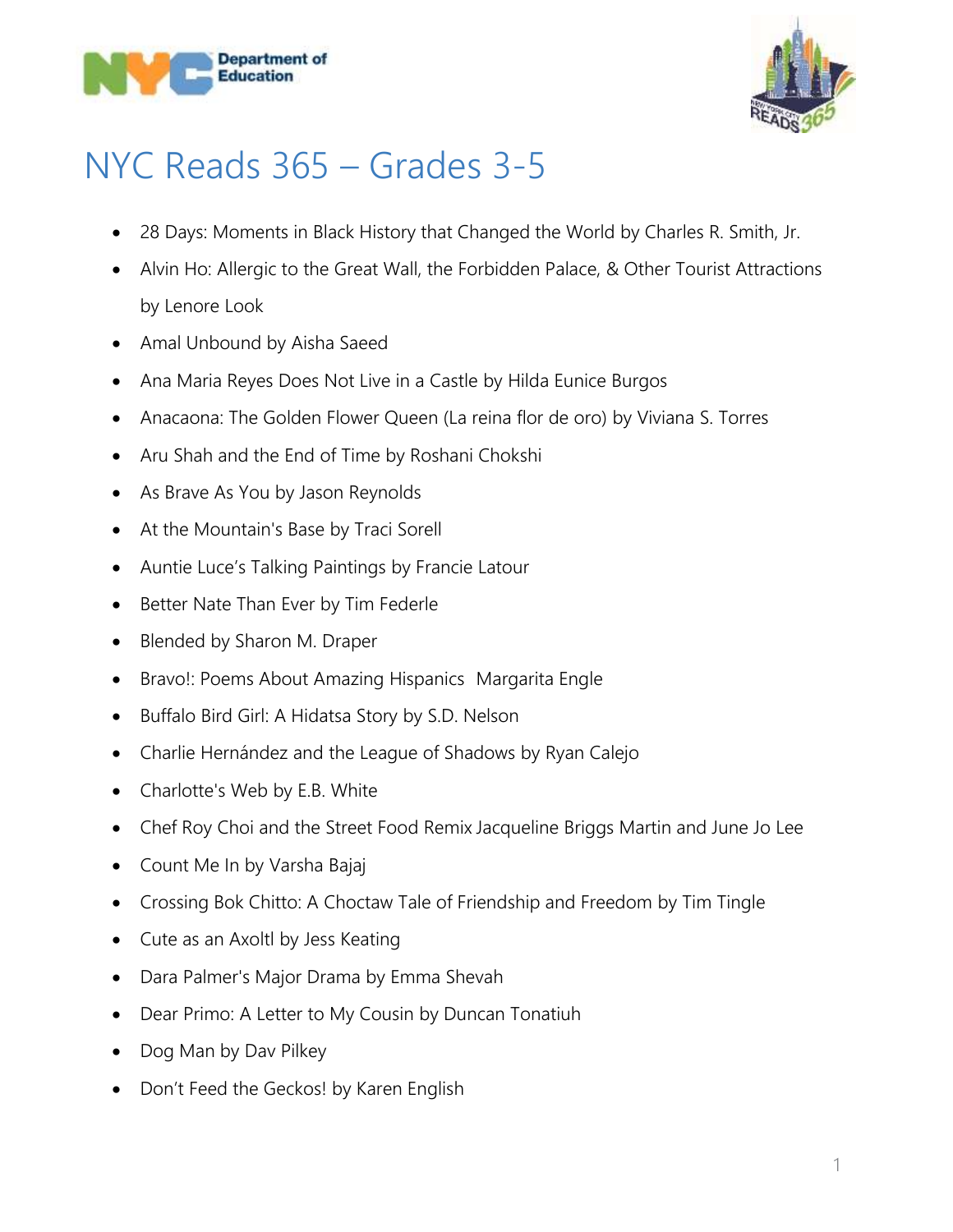# NYC Reads 365 – Grades 3-5

- 28 Days: Moments in Black History that Changed the World by Charles R. Smith, Jr.
- Alvin Ho: Allergic to the Great Wall, the Forbidden Palace, & Other Tourist Attractions by Lenore Look
- Amal Unbound by Aisha Saeed
- Ana Maria Reyes Does Not Live in a Castle by Hilda Eunice Burgos
- Anacaona: The Golden Flower Queen (La reina flor de oro) by Viviana S. Torres
- Aru Shah and the End of Time by Roshani Chokshi
- As Brave As You by Jason Reynolds
- At the Mountain's Base by Traci Sorell
- Auntie Luce's Talking Paintings by Francie Latour
- Better Nate Than Ever by Tim Federle
- Blended by Sharon M. Draper
- Bravo!: Poems About Amazing Hispanics  Margarita Engle
- Buffalo Bird Girl: A Hidatsa Story by S.D. Nelson
- Charlie Hernández and the League of Shadows by Ryan Calejo
- Charlotte's Web by E.B. White
- Chef Roy Choi and the Street Food Remix Jacqueline Briggs Martin and June Jo Lee
- Count Me In by Varsha Bajaj
- Crossing Bok Chitto: A Choctaw Tale of Friendship and Freedom by Tim Tingle
- Cute as an Axoltl by Jess Keating
- Dara Palmer's Major Drama by Emma Shevah
- Dear Primo: A Letter to My Cousin by Duncan Tonatiuh
- Dog Man by Dav Pilkey
- Don't Feed the Geckos! by Karen English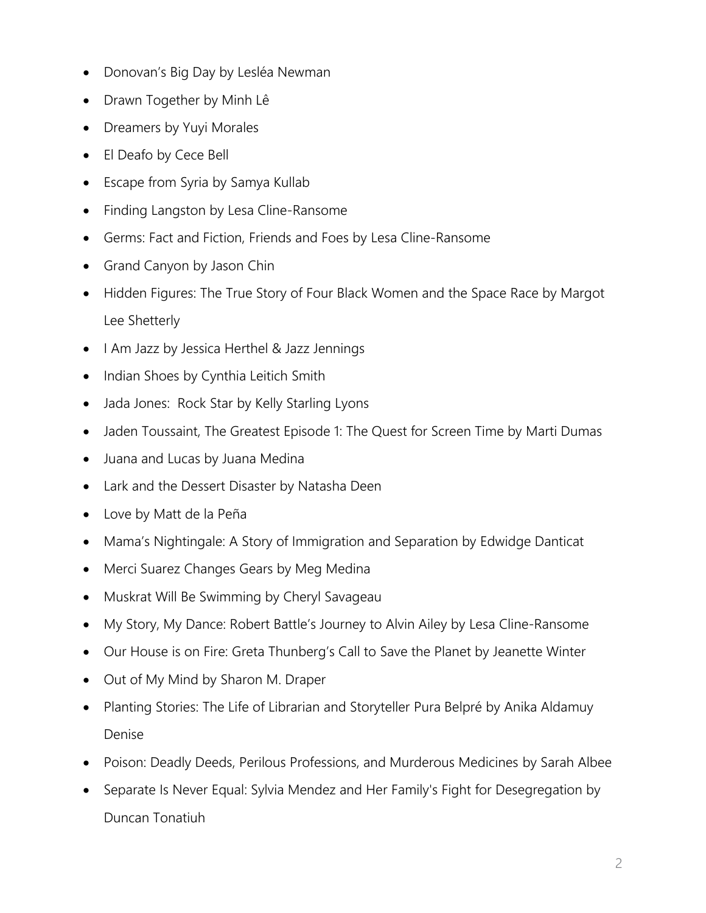- Donovan's Big Day by Lesléa Newman
- Drawn Together by Minh Lê
- Dreamers by Yuyi Morales
- El Deafo by Cece Bell
- Escape from Syria by Samya Kullab
- Finding Langston by Lesa Cline-Ransome
- Germs: Fact and Fiction, Friends and Foes by Lesa Cline-Ransome
- Grand Canyon by Jason Chin
- Hidden Figures: The True Story of Four Black Women and the Space Race by Margot Lee Shetterly
- I Am Jazz by Jessica Herthel & Jazz Jennings
- Indian Shoes by Cynthia Leitich Smith
- Jada Jones:  Rock Star by Kelly Starling Lyons
- Jaden Toussaint, The Greatest Episode 1: The Quest for Screen Time by Marti Dumas
- Juana and Lucas by Juana Medina
- Lark and the Dessert Disaster by Natasha Deen
- Love by Matt de la Peña
- Mama's Nightingale: A Story of Immigration and Separation by Edwidge Danticat
- Merci Suarez Changes Gears by Meg Medina
- Muskrat Will Be Swimming by Cheryl Savageau
- My Story, My Dance: Robert Battle's Journey to Alvin Ailey by Lesa Cline-Ransome
- Our House is on Fire: Greta Thunberg's Call to Save the Planet by Jeanette Winter
- Out of My Mind by Sharon M. Draper
- Planting Stories: The Life of Librarian and Storyteller Pura Belpré by Anika Aldamuy Denise
- Poison: Deadly Deeds, Perilous Professions, and Murderous Medicines by Sarah Albee
- Separate Is Never Equal: Sylvia Mendez and Her Family's Fight for Desegregation by Duncan Tonatiuh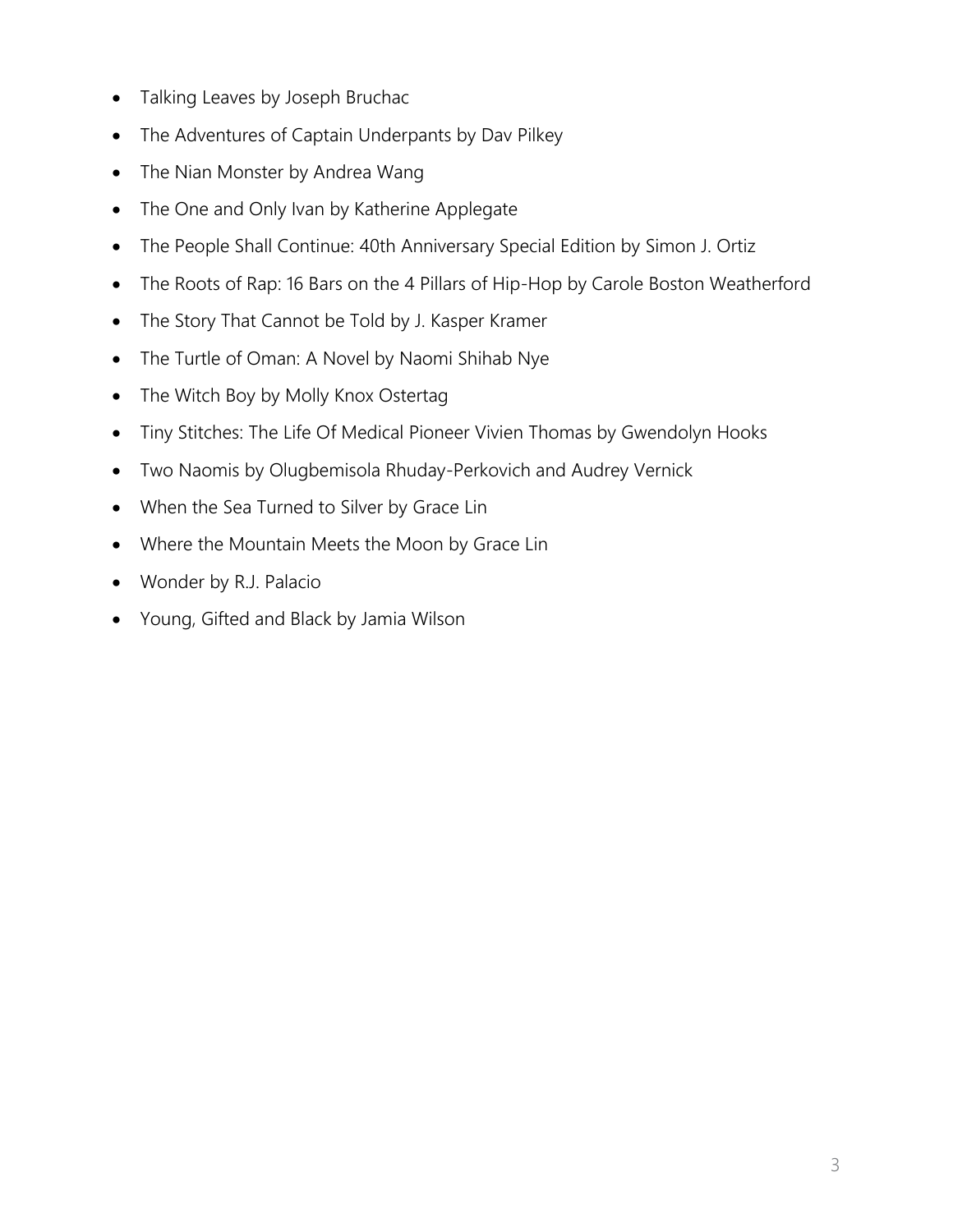- Talking Leaves by Joseph Bruchac
- The Adventures of Captain Underpants by Dav Pilkey
- The Nian Monster by Andrea Wang
- The One and Only Ivan by Katherine Applegate
- The People Shall Continue: 40th Anniversary Special Edition by Simon J. Ortiz
- The Roots of Rap: 16 Bars on the 4 Pillars of Hip-Hop by Carole Boston Weatherford
- The Story That Cannot be Told by J. Kasper Kramer
- The Turtle of Oman: A Novel by Naomi Shihab Nye
- The Witch Boy by Molly Knox Ostertag
- Tiny Stitches: The Life Of Medical Pioneer Vivien Thomas by Gwendolyn Hooks
- Two Naomis by Olugbemisola Rhuday-Perkovich and Audrey Vernick
- When the Sea Turned to Silver by Grace Lin
- Where the Mountain Meets the Moon by Grace Lin
- Wonder by R.J. Palacio
- Young, Gifted and Black by Jamia Wilson